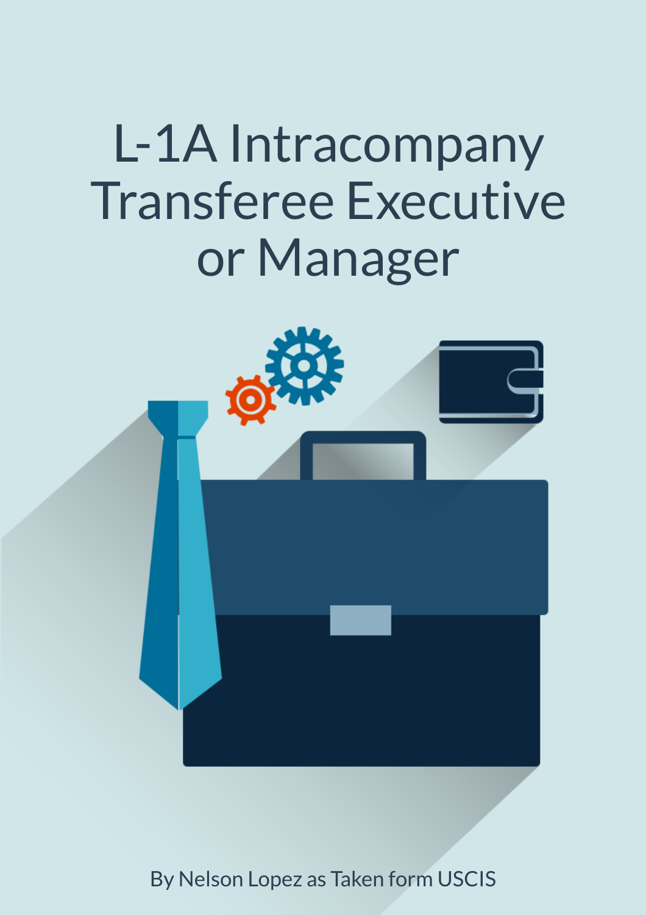# L-1A Intracompany Transferee Executive or Manager

By Nelson Lopez as Taken form USCIS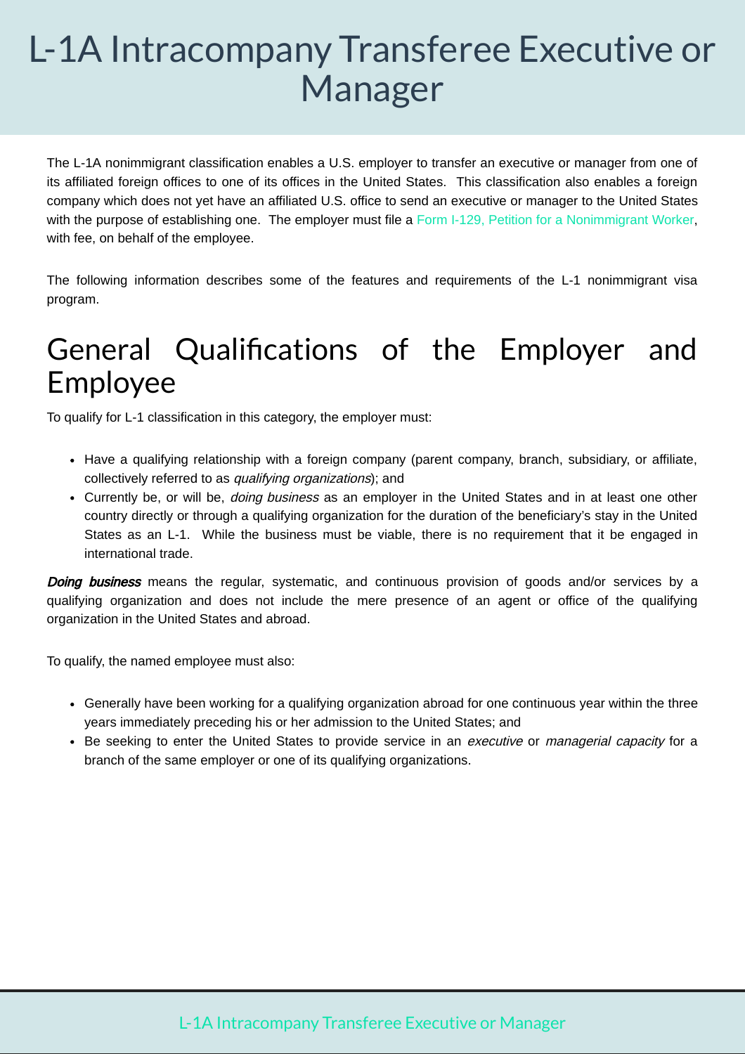# L-1A Intracompany Transferee Executive or Manager

The L-1A nonimmigrant classification enables a U.S. employer to transfer an executive or manager from one of its affiliated foreign offices to one of its offices in the United States. This classification also enables a foreign company which does not yet have an affiliated U.S. office to send an executive or manager to the United States with the purpose of establishing one. The employer must file a Form I-129, Petition for a Nonimmigrant Worker, with fee, on behalf of the employee.

The following information describes some of the features and requirements of the L-1 nonimmigrant visa program.

## General Qualifications of the Employer and Employee

To qualify for L-1 classification in this category, the employer must:

- Have a qualifying relationship with a foreign company (parent company, branch, subsidiary, or affiliate, collectively referred to as *qualifying organizations*); and
- Currently be, or will be, *doing business* as an employer in the United States and in at least one other country directly or through a qualifying organization for the duration of the beneficiary's stay in the United States as an L-1. While the business must be viable, there is no requirement that it be engaged in international trade.

***Doing business*** means the regular, systematic, and continuous provision of goods and/or services by a qualifying organization and does not include the mere presence of an agent or office of the qualifying organization in the United States and abroad.

To qualify, the named employee must also:

- Generally have been working for a qualifying organization abroad for one continuous year within the three years immediately preceding his or her admission to the United States; and
- Be seeking to enter the United States to provide service in an *executive* or *managerial capacity* for a branch of the same employer or one of its qualifying organizations.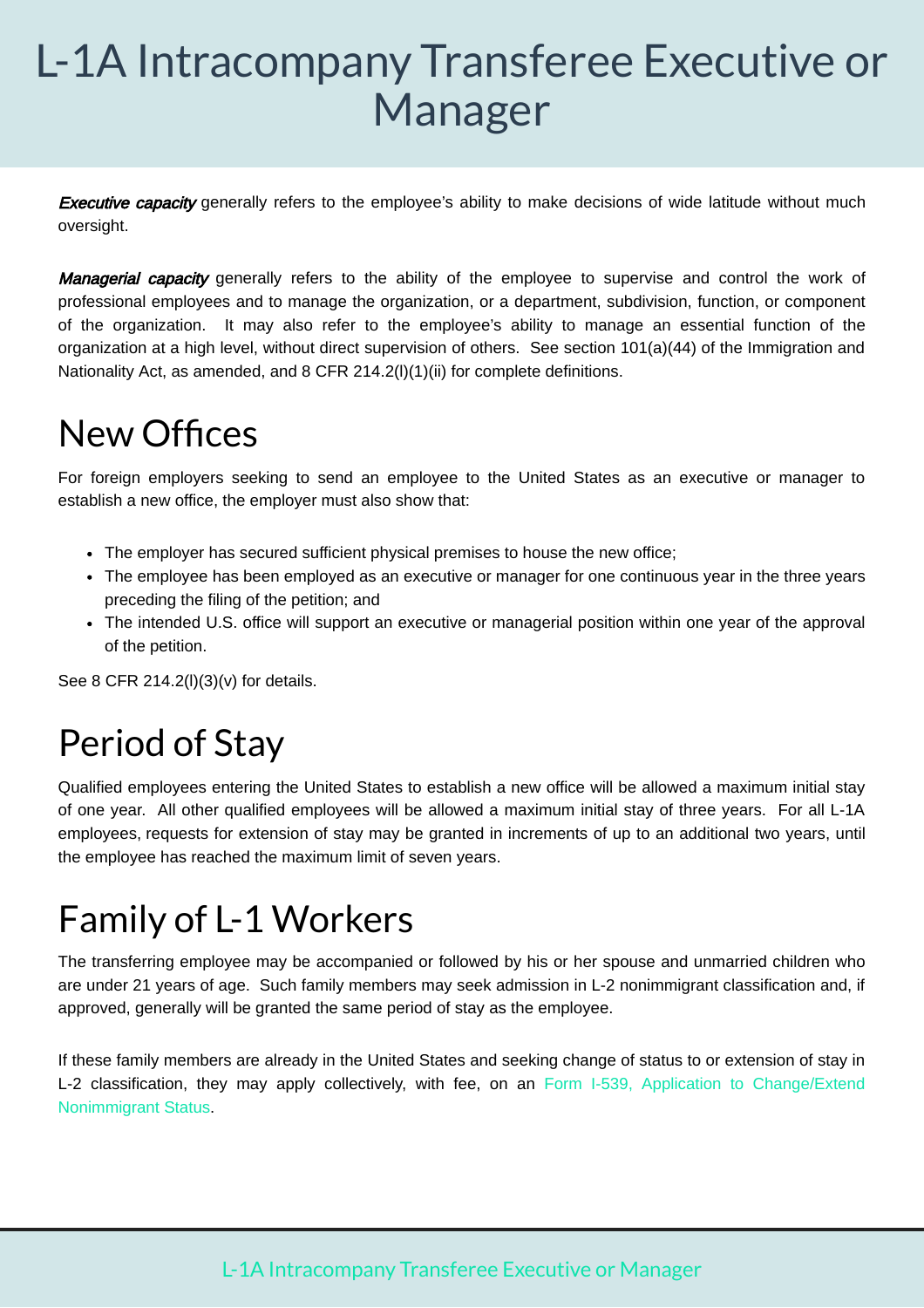# L-1A Intracompany Transferee Executive or Manager

***Executive capacity*** generally refers to the employee's ability to make decisions of wide latitude without much oversight.

***Managerial capacity*** generally refers to the ability of the employee to supervise and control the work of professional employees and to manage the organization, or a department, subdivision, function, or component of the organization. It may also refer to the employee's ability to manage an essential function of the organization at a high level, without direct supervision of others. See section 101(a)(44) of the Immigration and Nationality Act, as amended, and 8 CFR 214.2(l)(1)(ii) for complete definitions.

## New Offices

For foreign employers seeking to send an employee to the United States as an executive or manager to establish a new office, the employer must also show that:

- The employer has secured sufficient physical premises to house the new office;
- The employee has been employed as an executive or manager for one continuous year in the three years preceding the filing of the petition; and
- The intended U.S. office will support an executive or managerial position within one year of the approval of the petition.

See 8 CFR 214.2(l)(3)(v) for details.

## Period of Stay

Qualified employees entering the United States to establish a new office will be allowed a maximum initial stay of one year. All other qualified employees will be allowed a maximum initial stay of three years. For all L-1A employees, requests for extension of stay may be granted in increments of up to an additional two years, until the employee has reached the maximum limit of seven years.

## Family of L-1 Workers

The transferring employee may be accompanied or followed by his or her spouse and unmarried children who are under 21 years of age. Such family members may seek admission in L-2 nonimmigrant classification and, if approved, generally will be granted the same period of stay as the employee.

If these family members are already in the United States and seeking change of status to or extension of stay in L-2 classification, they may apply collectively, with fee, on an Form I-539, Application to Change/Extend Nonimmigrant Status.